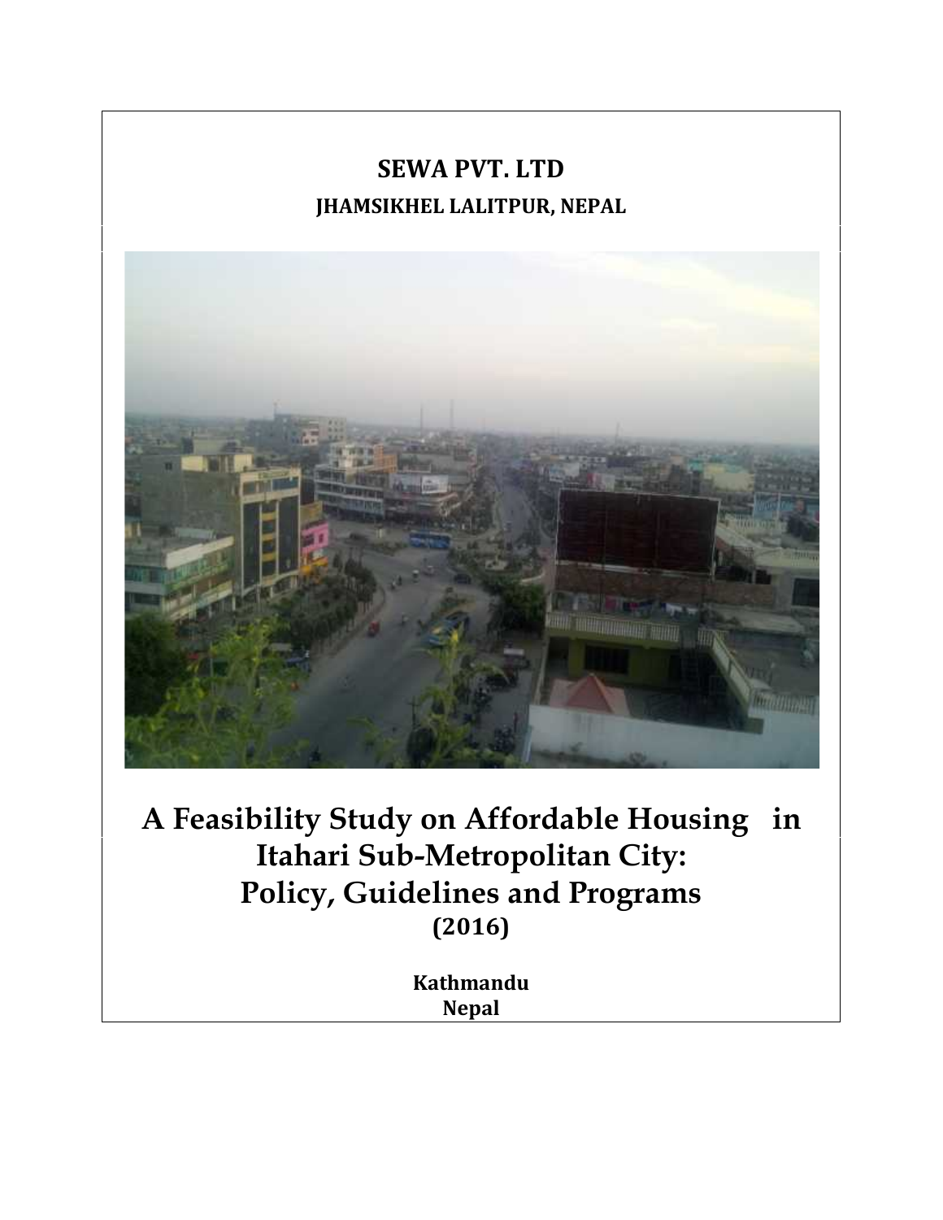**SEWA PVT. LTD**

**JHAMSIKHEL LALITPUR, NEPAL**

# A Feasibility Study on Affordable Housing in Itahari Sub-Metropolitan City: Policy, Guidelines and Programs

**(2016)**

**Kathmandu**
**Nepal**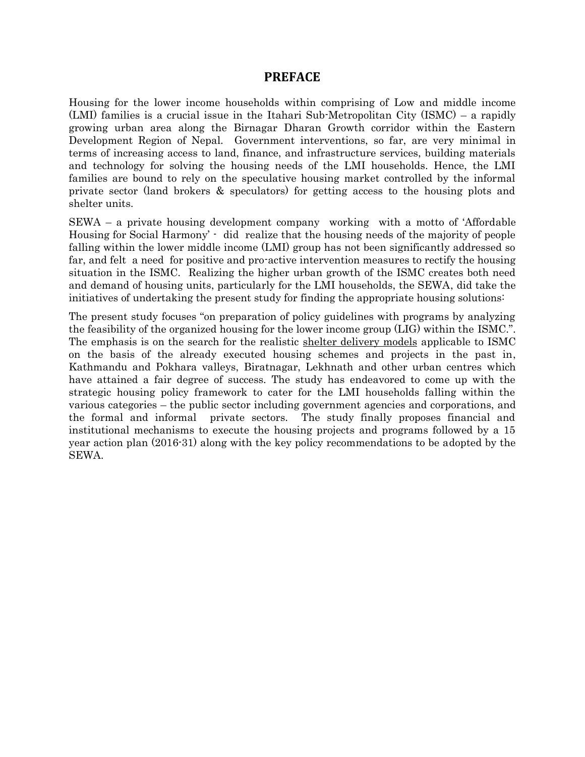# PREFACE

Housing for the lower income households within comprising of Low and middle income (LMI) families is a crucial issue in the Itahari Sub-Metropolitan City (ISMC) – a rapidly growing urban area along the Birnagar Dharan Growth corridor within the Eastern Development Region of Nepal. Government interventions, so far, are very minimal in terms of increasing access to land, finance, and infrastructure services, building materials and technology for solving the housing needs of the LMI households. Hence, the LMI families are bound to rely on the speculative housing market controlled by the informal private sector (land brokers & speculators) for getting access to the housing plots and shelter units.

SEWA – a private housing development company working with a motto of 'Affordable Housing for Social Harmony' - did realize that the housing needs of the majority of people falling within the lower middle income (LMI) group has not been significantly addressed so far, and felt a need for positive and pro-active intervention measures to rectify the housing situation in the ISMC. Realizing the higher urban growth of the ISMC creates both need and demand of housing units, particularly for the LMI households, the SEWA, did take the initiatives of undertaking the present study for finding the appropriate housing solutions:

The present study focuses "on preparation of policy guidelines with programs by analyzing the feasibility of the organized housing for the lower income group (LIG) within the ISMC.". The emphasis is on the search for the realistic <u>shelter delivery models</u> applicable to ISMC on the basis of the already executed housing schemes and projects in the past in, Kathmandu and Pokhara valleys, Biratnagar, Lekhnath and other urban centres which have attained a fair degree of success. The study has endeavored to come up with the strategic housing policy framework to cater for the LMI households falling within the various categories – the public sector including government agencies and corporations, and the formal and informal private sectors. The study finally proposes financial and institutional mechanisms to execute the housing projects and programs followed by a 15 year action plan (2016-31) along with the key policy recommendations to be adopted by the SEWA.